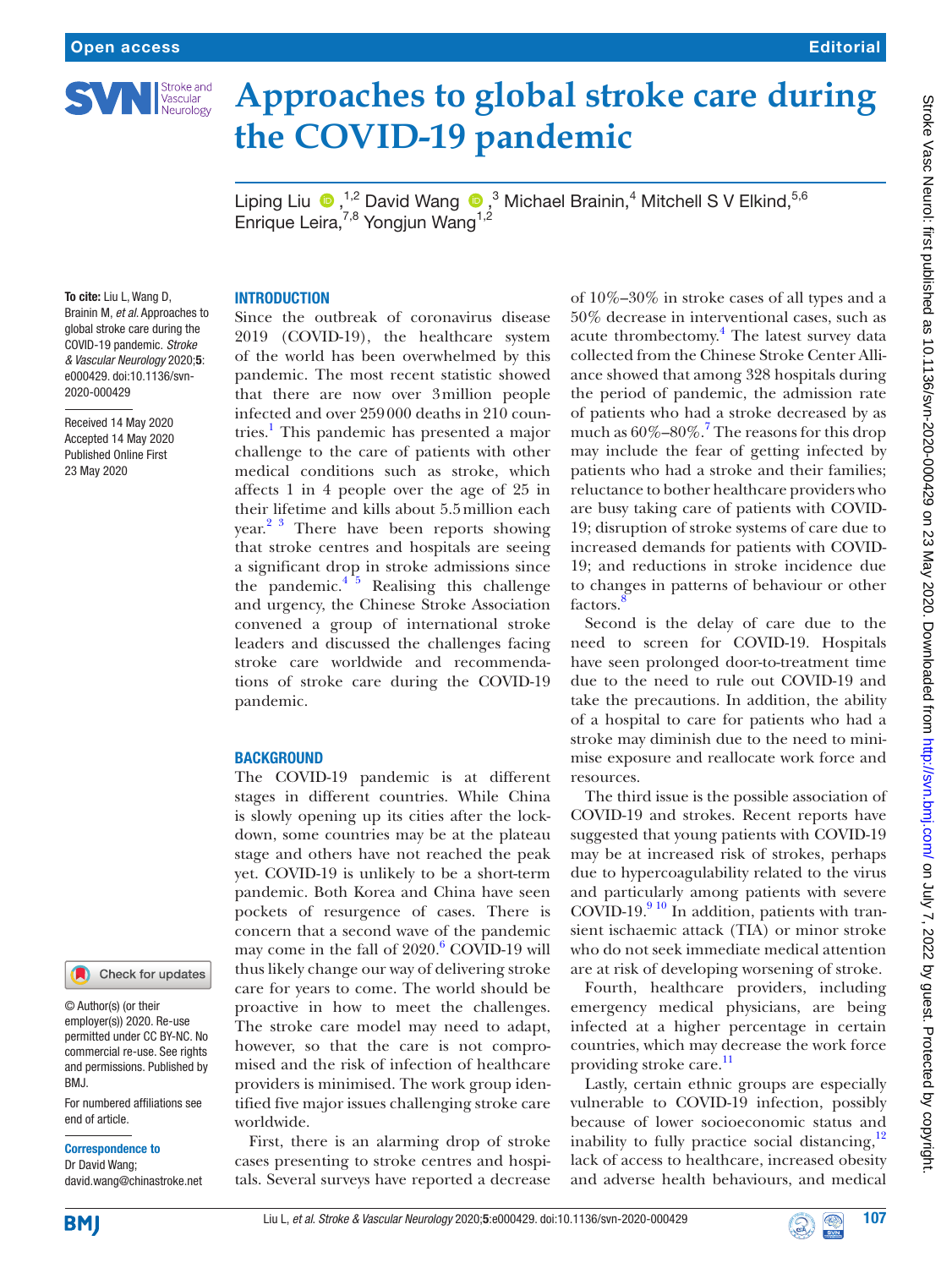Open access

Editorial

# Approaches to global stroke care during the COVID-19 pandemic

Liping Liu[1,2] David Wang[3] Michael Brainin[4] Mitchell S V Elkind[5,6] Enrique Leira[7,8] Yongjun Wang[1,2]

**To cite:** Liu L, Wang D, Brainin M, *et al*. Approaches to global stroke care during the COVID-19 pandemic. *Stroke & Vascular Neurology* 2020;**5**: e000429. doi:10.1136/svn-2020-000429

Received 14 May 2020
Accepted 14 May 2020
Published Online First 23 May 2020

© Author(s) (or their employer(s)) 2020. Re-use permitted under CC BY-NC. No commercial re-use. See rights and permissions. Published by BMJ.

For numbered affiliations see end of article.

**Correspondence to**
Dr David Wang;
david.wang@chinastroke.net

## INTRODUCTION

Since the outbreak of coronavirus disease 2019 (COVID-19), the healthcare system of the world has been overwhelmed by this pandemic. The most recent statistic showed that there are now over 3 million people infected and over 259 000 deaths in 210 countries.[1] This pandemic has presented a major challenge to the care of patients with other medical conditions such as stroke, which affects 1 in 4 people over the age of 25 in their lifetime and kills about 5.5 million each year.[2,3] There have been reports showing that stroke centres and hospitals are seeing a significant drop in stroke admissions since the pandemic.[4,5] Realising this challenge and urgency, the Chinese Stroke Association convened a group of international stroke leaders and discussed the challenges facing stroke care worldwide and recommendations of stroke care during the COVID-19 pandemic.

## BACKGROUND

The COVID-19 pandemic is at different stages in different countries. While China is slowly opening up its cities after the lockdown, some countries may be at the plateau stage and others have not reached the peak yet. COVID-19 is unlikely to be a short-term pandemic. Both Korea and China have seen pockets of resurgence of cases. There is concern that a second wave of the pandemic may come in the fall of 2020.[6] COVID-19 will thus likely change our way of delivering stroke care for years to come. The world should be proactive in how to meet the challenges. The stroke care model may need to adapt, however, so that the care is not compromised and the risk of infection of healthcare providers is minimised. The work group identified five major issues challenging stroke care worldwide.

First, there is an alarming drop of stroke cases presenting to stroke centres and hospitals. Several surveys have reported a decrease of 10%–30% in stroke cases of all types and a 50% decrease in interventional cases, such as acute thrombectomy.[4] The latest survey data collected from the Chinese Stroke Center Alliance showed that among 328 hospitals during the period of pandemic, the admission rate of patients who had a stroke decreased by as much as 60%–80%.[7] The reasons for this drop may include the fear of getting infected by patients who had a stroke and their families; reluctance to bother healthcare providers who are busy taking care of patients with COVID-19; disruption of stroke systems of care due to increased demands for patients with COVID-19; and reductions in stroke incidence due to changes in patterns of behaviour or other factors.[8]

Second is the delay of care due to the need to screen for COVID-19. Hospitals have seen prolonged door-to-treatment time due to the need to rule out COVID-19 and take the precautions. In addition, the ability of a hospital to care for patients who had a stroke may diminish due to the need to minimise exposure and reallocate work force and resources.

The third issue is the possible association of COVID-19 and strokes. Recent reports have suggested that young patients with COVID-19 may be at increased risk of strokes, perhaps due to hypercoagulability related to the virus and particularly among patients with severe COVID-19.[9,10] In addition, patients with transient ischaemic attack (TIA) or minor stroke who do not seek immediate medical attention are at risk of developing worsening of stroke.

Fourth, healthcare providers, including emergency medical physicians, are being infected at a higher percentage in certain countries, which may decrease the work force providing stroke care.[11]

Lastly, certain ethnic groups are especially vulnerable to COVID-19 infection, possibly because of lower socioeconomic status and inability to fully practice social distancing,[12] lack of access to healthcare, increased obesity and adverse health behaviours, and medical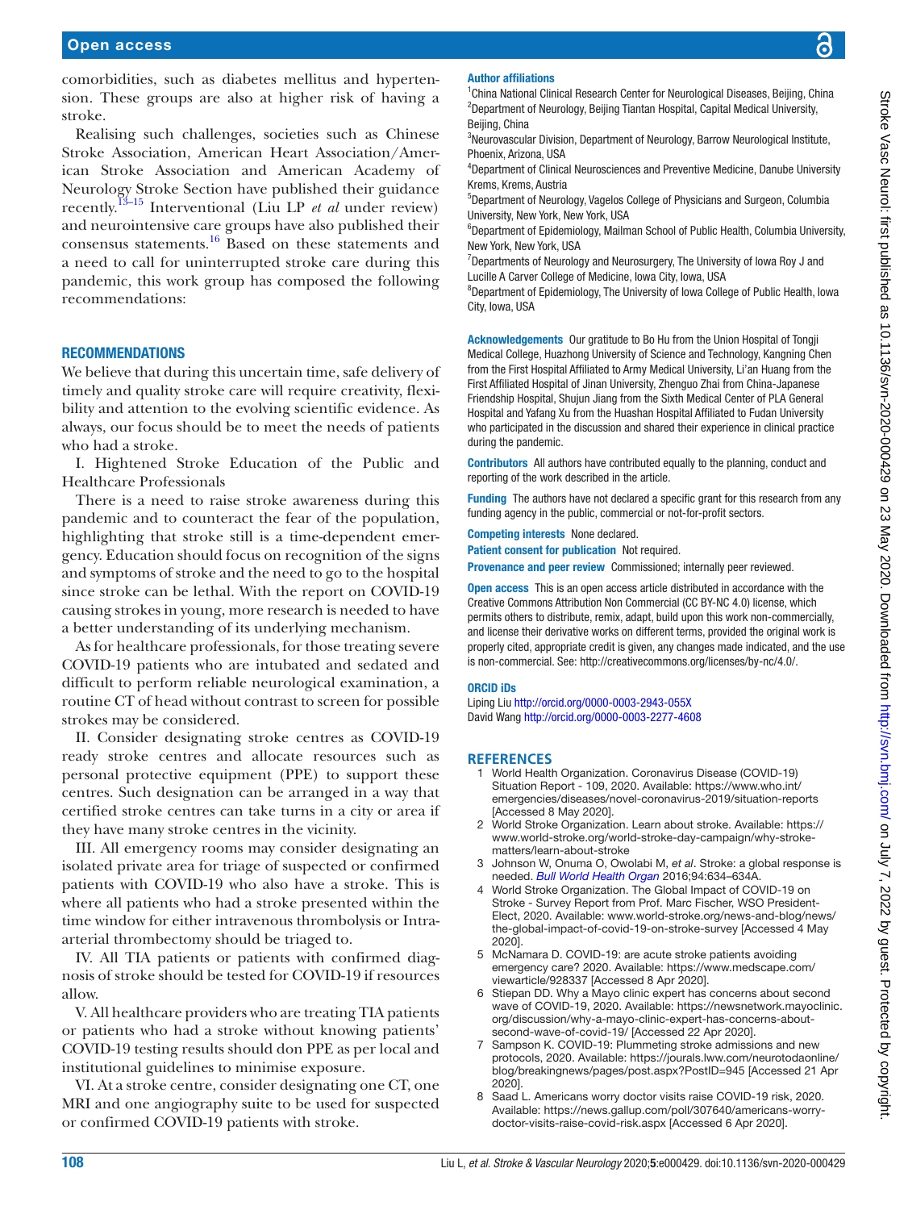comorbidities, such as diabetes mellitus and hypertension. These groups are also at higher risk of having a stroke.

Realising such challenges, societies such as Chinese Stroke Association, American Heart Association/American Stroke Association and American Academy of Neurology Stroke Section have published their guidance recently.[13–15] Interventional (Liu LP *et al* under review) and neurointensive care groups have also published their consensus statements.[16] Based on these statements and a need to call for uninterrupted stroke care during this pandemic, this work group has composed the following recommendations:

## RECOMMENDATIONS

We believe that during this uncertain time, safe delivery of timely and quality stroke care will require creativity, flexibility and attention to the evolving scientific evidence. As always, our focus should be to meet the needs of patients who had a stroke.

I. Hightened Stroke Education of the Public and Healthcare Professionals

There is a need to raise stroke awareness during this pandemic and to counteract the fear of the population, highlighting that stroke still is a time-dependent emergency. Education should focus on recognition of the signs and symptoms of stroke and the need to go to the hospital since stroke can be lethal. With the report on COVID-19 causing strokes in young, more research is needed to have a better understanding of its underlying mechanism.

As for healthcare professionals, for those treating severe COVID-19 patients who are intubated and sedated and difficult to perform reliable neurological examination, a routine CT of head without contrast to screen for possible strokes may be considered.

II. Consider designating stroke centres as COVID-19 ready stroke centres and allocate resources such as personal protective equipment (PPE) to support these centres. Such designation can be arranged in a way that certified stroke centres can take turns in a city or area if they have many stroke centres in the vicinity.

III. All emergency rooms may consider designating an isolated private area for triage of suspected or confirmed patients with COVID-19 who also have a stroke. This is where all patients who had a stroke presented within the time window for either intravenous thrombolysis or Intra-arterial thrombectomy should be triaged to.

IV. All TIA patients or patients with confirmed diagnosis of stroke should be tested for COVID-19 if resources allow.

V. All healthcare providers who are treating TIA patients or patients who had a stroke without knowing patients' COVID-19 testing results should don PPE as per local and institutional guidelines to minimise exposure.

VI. At a stroke centre, consider designating one CT, one MRI and one angiography suite to be used for suspected or confirmed COVID-19 patients with stroke.

**Author affiliations**

[1]China National Clinical Research Center for Neurological Diseases, Beijing, China
[2]Department of Neurology, Beijing Tiantan Hospital, Capital Medical University, Beijing, China
[3]Neurovascular Division, Department of Neurology, Barrow Neurological Institute, Phoenix, Arizona, USA
[4]Department of Clinical Neurosciences and Preventive Medicine, Danube University Krems, Krems, Austria
[5]Department of Neurology, Vagelos College of Physicians and Surgeon, Columbia University, New York, New York, USA
[6]Department of Epidemiology, Mailman School of Public Health, Columbia University, New York, New York, USA
[7]Departments of Neurology and Neurosurgery, The University of Iowa Roy J and Lucille A Carver College of Medicine, Iowa City, Iowa, USA
[8]Department of Epidemiology, The University of Iowa College of Public Health, Iowa City, Iowa, USA

**Acknowledgements** Our gratitude to Bo Hu from the Union Hospital of Tongji Medical College, Huazhong University of Science and Technology, Kangning Chen from the First Hospital Affiliated to Army Medical University, Li'an Huang from the First Affiliated Hospital of Jinan University, Zhenguo Zhai from China-Japanese Friendship Hospital, Shujun Jiang from the Sixth Medical Center of PLA General Hospital and Yafang Xu from the Huashan Hospital Affiliated to Fudan University who participated in the discussion and shared their experience in clinical practice during the pandemic.

**Contributors** All authors have contributed equally to the planning, conduct and reporting of the work described in the article.

**Funding** The authors have not declared a specific grant for this research from any funding agency in the public, commercial or not-for-profit sectors.

**Competing interests** None declared.

**Patient consent for publication** Not required.

**Provenance and peer review** Commissioned; internally peer reviewed.

**Open access** This is an open access article distributed in accordance with the Creative Commons Attribution Non Commercial (CC BY-NC 4.0) license, which permits others to distribute, remix, adapt, build upon this work non-commercially, and license their derivative works on different terms, provided the original work is properly cited, appropriate credit is given, any changes made indicated, and the use is non-commercial. See: http://creativecommons.org/licenses/by-nc/4.0/.

**ORCID iDs**

Liping Liu http://orcid.org/0000-0003-2943-055X
David Wang http://orcid.org/0000-0003-2277-4608

## REFERENCES

1. World Health Organization. Coronavirus Disease (COVID-19) Situation Report - 109, 2020. Available: https://www.who.int/emergencies/diseases/novel-coronavirus-2019/situation-reports [Accessed 8 May 2020].
2. World Stroke Organization. Learn about stroke. Available: https://www.world-stroke.org/world-stroke-day-campaign/why-stroke-matters/learn-about-stroke
3. Johnson W, Onuma O, Owolabi M, *et al*. Stroke: a global response is needed. *Bull World Health Organ* 2016;94:634–634A.
4. World Stroke Organization. The Global Impact of COVID-19 on Stroke - Survey Report from Prof. Marc Fischer, WSO President-Elect, 2020. Available: www.world-stroke.org/news-and-blog/news/the-global-impact-of-covid-19-on-stroke-survey [Accessed 4 May 2020].
5. McNamara D. COVID-19: are acute stroke patients avoiding emergency care? 2020. Available: https://www.medscape.com/viewarticle/928337 [Accessed 8 Apr 2020].
6. Stiepan DD. Why a Mayo clinic expert has concerns about second wave of COVID-19, 2020. Available: https://newsnetwork.mayoclinic.org/discussion/why-a-mayo-clinic-expert-has-concerns-about-second-wave-of-covid-19/ [Accessed 22 Apr 2020].
7. Sampson K. COVID-19: Plummeting stroke admissions and new protocols, 2020. Available: https://jourals.lww.com/neurotodaonline/blog/breakingnews/pages/post.aspx?PostID=945 [Accessed 21 Apr 2020].
8. Saad L. Americans worry doctor visits raise COVID-19 risk, 2020. Available: https://news.gallup.com/poll/307640/americans-worry-doctor-visits-raise-covid-risk.aspx [Accessed 6 Apr 2020].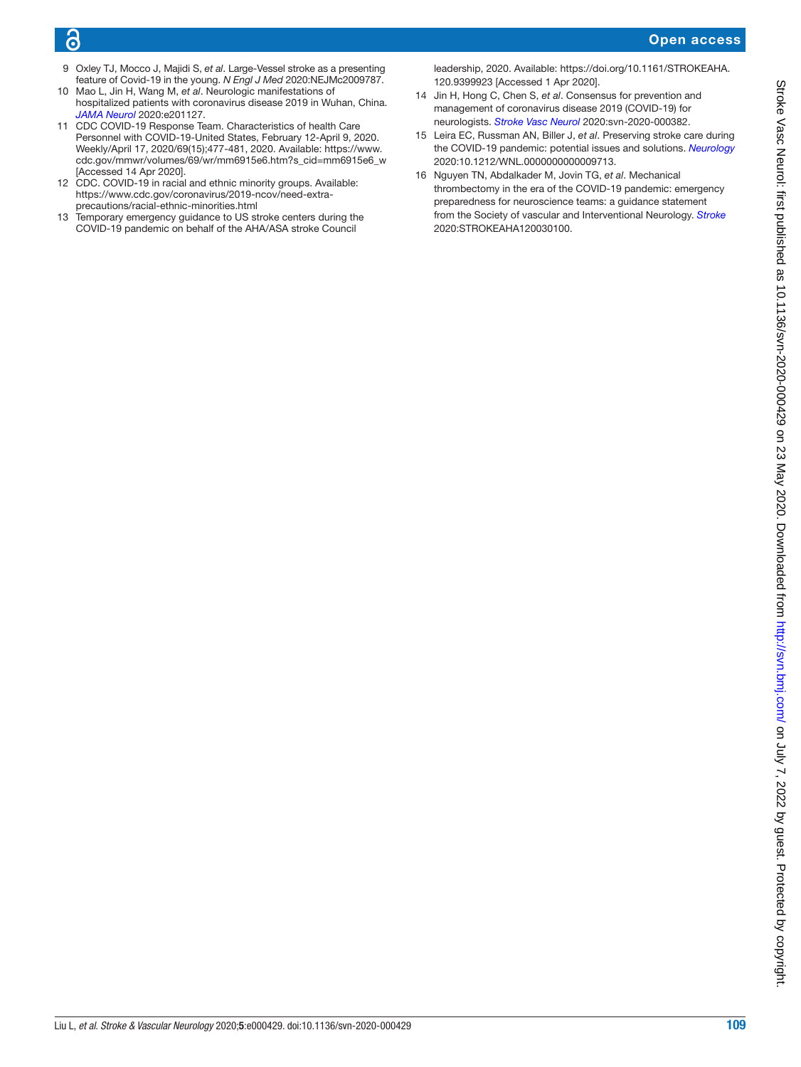9. Oxley TJ, Mocco J, Majidi S, *et al*. Large-Vessel stroke as a presenting feature of Covid-19 in the young. *N Engl J Med* 2020:NEJMc2009787.
10. Mao L, Jin H, Wang M, *et al*. Neurologic manifestations of hospitalized patients with coronavirus disease 2019 in Wuhan, China. *JAMA Neurol* 2020:e201127.
11. CDC COVID-19 Response Team. Characteristics of health Care Personnel with COVID-19-United States, February 12-April 9, 2020. Weekly/April 17, 2020/69(15);477-481, 2020. Available: https://www.cdc.gov/mmwr/volumes/69/wr/mm6915e6.htm?s_cid=mm6915e6_w [Accessed 14 Apr 2020].
12. CDC. COVID-19 in racial and ethnic minority groups. Available: https://www.cdc.gov/coronavirus/2019-ncov/need-extra-precautions/racial-ethnic-minorities.html
13. Temporary emergency guidance to US stroke centers during the COVID-19 pandemic on behalf of the AHA/ASA stroke Council leadership, 2020. Available: https://doi.org/10.1161/STROKEAHA.120.9399923 [Accessed 1 Apr 2020].
14. Jin H, Hong C, Chen S, *et al*. Consensus for prevention and management of coronavirus disease 2019 (COVID-19) for neurologists. *Stroke Vasc Neurol* 2020:svn-2020-000382.
15. Leira EC, Russman AN, Biller J, *et al*. Preserving stroke care during the COVID-19 pandemic: potential issues and solutions. *Neurology* 2020:10.1212/WNL.0000000000009713.
16. Nguyen TN, Abdalkader M, Jovin TG, *et al*. Mechanical thrombectomy in the era of the COVID-19 pandemic: emergency preparedness for neuroscience teams: a guidance statement from the Society of vascular and Interventional Neurology. *Stroke* 2020:STROKEAHA120030100.